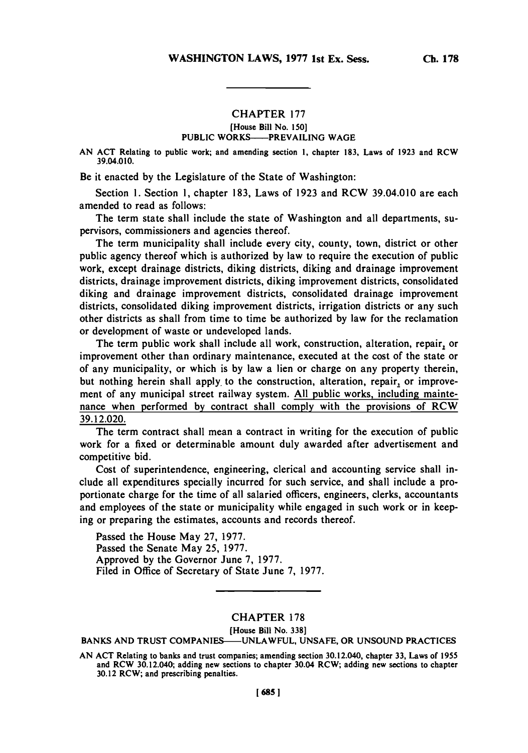## CHAPTER 177

[House Bill No. 150]

PUBLIC WORKS——PREVAILING WAGE

AN ACT Relating to public work; and amending section 1, chapter 183, Laws of 1923 and RCW 39.04.010.

Be it enacted by the Legislature of the State of Washington:

Section 1. Section 1, chapter 183, Laws of 1923 and RCW 39.04.010 are each amended to read as follows:

The term state shall include the state of Washington and all departments, supervisors, commissioners and agencies thereof.

The term municipality shall include every city, county, town, district or other public agency thereof which is authorized by law to require the execution of public work, except drainage districts, diking districts, diking and drainage improvement districts, drainage improvement districts, diking improvement districts, consolidated diking and drainage improvement districts, consolidated drainage improvement districts, consolidated diking improvement districts, irrigation districts or any such other districts as shall from time to time be authorized by law for the reclamation or development of waste or undeveloped lands.

The term public work shall include all work, construction, alteration, repair, or improvement other than ordinary maintenance, executed at the cost of the state or of any municipality, or which is by law a lien or charge on any property therein, but nothing herein shall apply to the construction, alteration, repair, or improvement of any municipal street railway system. All public works, including maintenance when performed by contract shall comply with the provisions of RCW 39.12.020.

The term contract shall mean a contract in writing for the execution of public work for a fixed or determinable amount duly awarded after advertisement and competitive bid.

Cost of superintendence, engineering, clerical and accounting service shall include all expenditures specially incurred for such service, and shall include a proportionate charge for the time of all salaried officers, engineers, clerks, accountants and employees of the state or municipality while engaged in such work or in keeping or preparing the estimates, accounts and records thereof.

Passed the House May 27, 1977.
Passed the Senate May 25, 1977.
Approved by the Governor June 7, 1977.
Filed in Office of Secretary of State June 7, 1977.

## CHAPTER 178

[House Bill No. 338]

BANKS AND TRUST COMPANIES——UNLAWFUL, UNSAFE, OR UNSOUND PRACTICES

AN ACT Relating to banks and trust companies; amending section 30.12.040, chapter 33, Laws of 1955 and RCW 30.12.040; adding new sections to chapter 30.04 RCW; adding new sections to chapter 30.12 RCW; and prescribing penalties.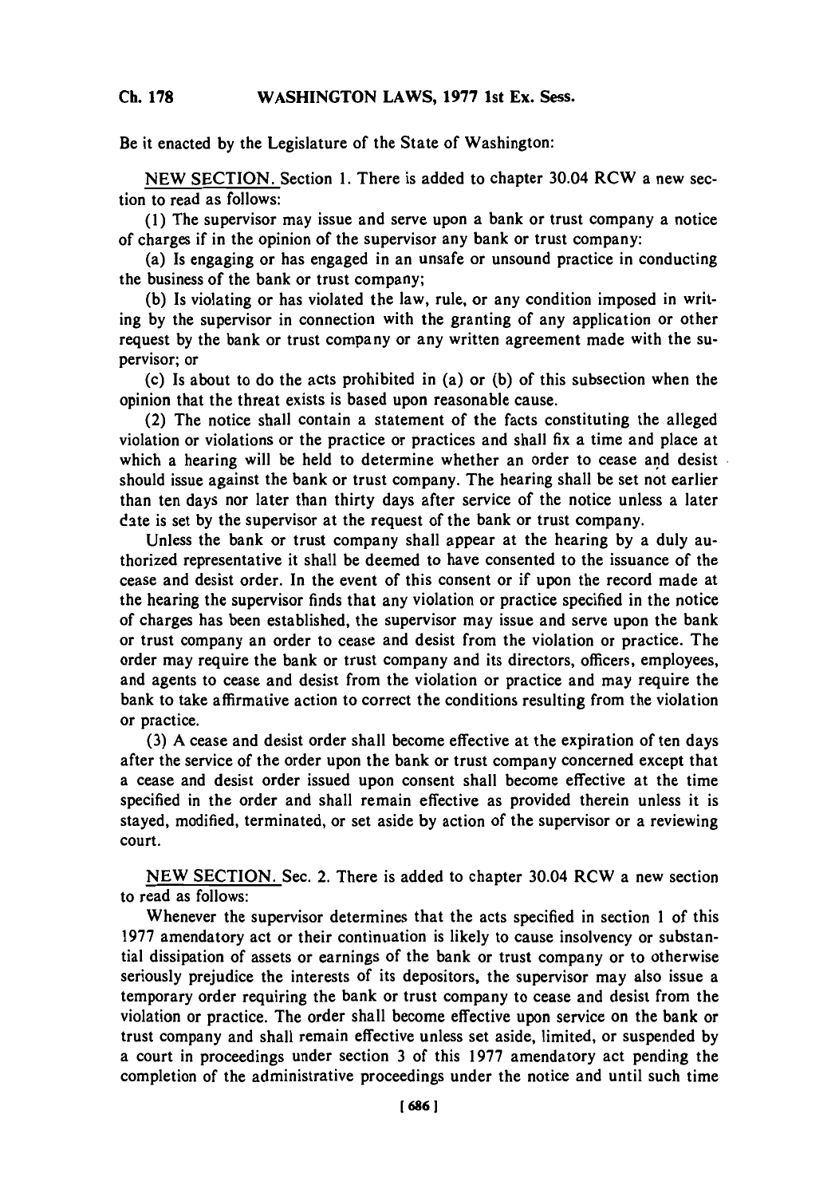Be it enacted by the Legislature of the State of Washington:

NEW SECTION. Section 1. There is added to chapter 30.04 RCW a new section to read as follows:

(1) The supervisor may issue and serve upon a bank or trust company a notice of charges if in the opinion of the supervisor any bank or trust company:

(a) Is engaging or has engaged in an unsafe or unsound practice in conducting the business of the bank or trust company;

(b) Is violating or has violated the law, rule, or any condition imposed in writing by the supervisor in connection with the granting of any application or other request by the bank or trust company or any written agreement made with the supervisor; or

(c) Is about to do the acts prohibited in (a) or (b) of this subsection when the opinion that the threat exists is based upon reasonable cause.

(2) The notice shall contain a statement of the facts constituting the alleged violation or violations or the practice or practices and shall fix a time and place at which a hearing will be held to determine whether an order to cease and desist should issue against the bank or trust company. The hearing shall be set not earlier than ten days nor later than thirty days after service of the notice unless a later date is set by the supervisor at the request of the bank or trust company.

Unless the bank or trust company shall appear at the hearing by a duly authorized representative it shall be deemed to have consented to the issuance of the cease and desist order. In the event of this consent or if upon the record made at the hearing the supervisor finds that any violation or practice specified in the notice of charges has been established, the supervisor may issue and serve upon the bank or trust company an order to cease and desist from the violation or practice. The order may require the bank or trust company and its directors, officers, employees, and agents to cease and desist from the violation or practice and may require the bank to take affirmative action to correct the conditions resulting from the violation or practice.

(3) A cease and desist order shall become effective at the expiration of ten days after the service of the order upon the bank or trust company concerned except that a cease and desist order issued upon consent shall become effective at the time specified in the order and shall remain effective as provided therein unless it is stayed, modified, terminated, or set aside by action of the supervisor or a reviewing court.

NEW SECTION. Sec. 2. There is added to chapter 30.04 RCW a new section to read as follows:

Whenever the supervisor determines that the acts specified in section 1 of this 1977 amendatory act or their continuation is likely to cause insolvency or substantial dissipation of assets or earnings of the bank or trust company or to otherwise seriously prejudice the interests of its depositors, the supervisor may also issue a temporary order requiring the bank or trust company to cease and desist from the violation or practice. The order shall become effective upon service on the bank or trust company and shall remain effective unless set aside, limited, or suspended by a court in proceedings under section 3 of this 1977 amendatory act pending the completion of the administrative proceedings under the notice and until such time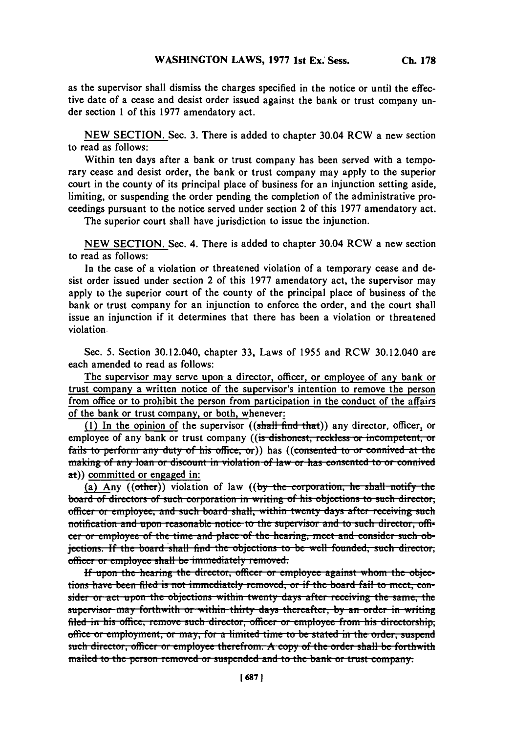as the supervisor shall dismiss the charges specified in the notice or until the effective date of a cease and desist order issued against the bank or trust company under section 1 of this 1977 amendatory act.

NEW SECTION. Sec. 3. There is added to chapter 30.04 RCW a new section to read as follows:

Within ten days after a bank or trust company has been served with a temporary cease and desist order, the bank or trust company may apply to the superior court in the county of its principal place of business for an injunction setting aside, limiting, or suspending the order pending the completion of the administrative proceedings pursuant to the notice served under section 2 of this 1977 amendatory act. The superior court shall have jurisdiction to issue the injunction.

NEW SECTION. Sec. 4. There is added to chapter 30.04 RCW a new section to read as follows:

In the case of a violation or threatened violation of a temporary cease and desist order issued under section 2 of this 1977 amendatory act, the supervisor may apply to the superior court of the county of the principal place of business of the bank or trust company for an injunction to enforce the order, and the court shall issue an injunction if it determines that there has been a violation or threatened violation.

Sec. 5. Section 30.12.040, chapter 33, Laws of 1955 and RCW 30.12.040 are each amended to read as follows:

The supervisor may serve upon a director, officer, or employee of any bank or trust company a written notice of the supervisor's intention to remove the person from office or to prohibit the person from participation in the conduct of the affairs of the bank or trust company, or both, whenever:

(1) In the opinion of the supervisor ((~~shall find that~~)) any director, officer, or employee of any bank or trust company ((~~is dishonest, reckless or incompetent, or fails to perform any duty of his office, or~~)) has ((~~consented to or connived at the making of any loan or discount in violation of law or has consented to or connived at~~)) committed or engaged in:

(a) Any ((~~other~~)) violation of law ((~~by the corporation, he shall notify the board of directors of such corporation in writing of his objections to such director, officer or employee, and such board shall, within twenty days after receiving such notification and upon reasonable notice to the supervisor and to such director, officer or employee of the time and place of the hearing, meet and consider such objections. If the board shall find the objections to be well founded, such director, officer or employee shall be immediately removed.~~

~~If upon the hearing the director, officer or employee against whom the objections have been filed is not immediately removed, or if the board fail to meet, consider or act upon the objections within twenty days after receiving the same, the supervisor may forthwith or within thirty days thereafter, by an order in writing filed in his office, remove such director, officer or employee from his directorship, office or employment, or may, for a limited time to be stated in the order, suspend such director, officer or employee therefrom. A copy of the order shall be forthwith mailed to the person removed or suspended and to the bank or trust company.~~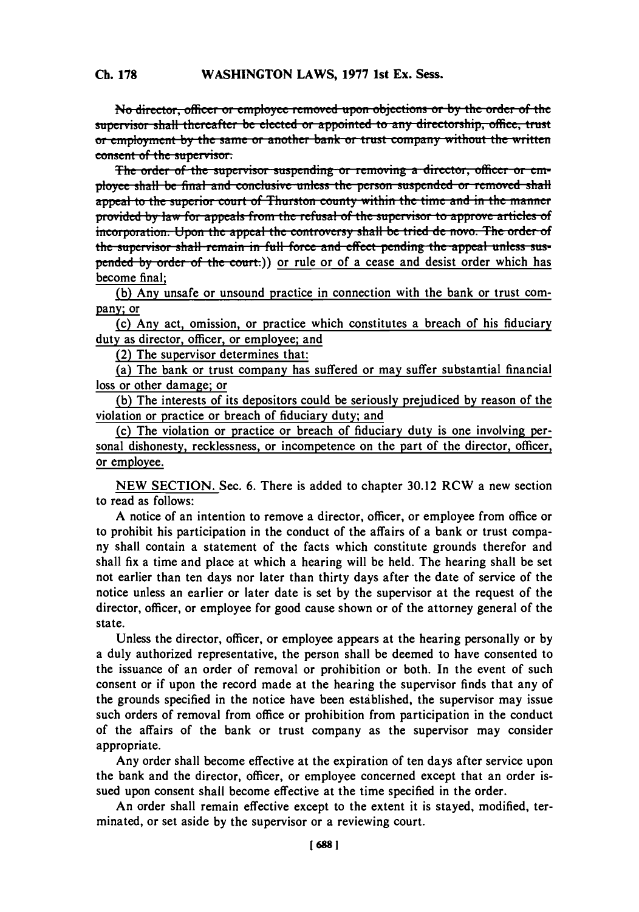~~No director, officer or employee removed upon objections or by the order of the supervisor shall thereafter be elected or appointed to any directorship, office, trust or employment by the same or another bank or trust company without the written consent of the supervisor.~~

~~The order of the supervisor suspending or removing a director, officer or employee shall be final and conclusive unless the person suspended or removed shall appeal to the superior court of Thurston county within the time and in the manner provided by law for appeals from the refusal of the supervisor to approve articles of incorporation. Upon the appeal the controversy shall be tried de novo. The order of the supervisor shall remain in full force and effect pending the appeal unless suspended by order of the court.~~)) or rule or of a cease and desist order which has become final;

(b) Any unsafe or unsound practice in connection with the bank or trust company; or

(c) Any act, omission, or practice which constitutes a breach of his fiduciary duty as director, officer, or employee; and

(2) The supervisor determines that:

(a) The bank or trust company has suffered or may suffer substantial financial loss or other damage; or

(b) The interests of its depositors could be seriously prejudiced by reason of the violation or practice or breach of fiduciary duty; and

(c) The violation or practice or breach of fiduciary duty is one involving personal dishonesty, recklessness, or incompetence on the part of the director, officer, or employee.

NEW SECTION. Sec. 6. There is added to chapter 30.12 RCW a new section to read as follows:

A notice of an intention to remove a director, officer, or employee from office or to prohibit his participation in the conduct of the affairs of a bank or trust company shall contain a statement of the facts which constitute grounds therefor and shall fix a time and place at which a hearing will be held. The hearing shall be set not earlier than ten days nor later than thirty days after the date of service of the notice unless an earlier or later date is set by the supervisor at the request of the director, officer, or employee for good cause shown or of the attorney general of the state.

Unless the director, officer, or employee appears at the hearing personally or by a duly authorized representative, the person shall be deemed to have consented to the issuance of an order of removal or prohibition or both. In the event of such consent or if upon the record made at the hearing the supervisor finds that any of the grounds specified in the notice have been established, the supervisor may issue such orders of removal from office or prohibition from participation in the conduct of the affairs of the bank or trust company as the supervisor may consider appropriate.

Any order shall become effective at the expiration of ten days after service upon the bank and the director, officer, or employee concerned except that an order issued upon consent shall become effective at the time specified in the order.

An order shall remain effective except to the extent it is stayed, modified, terminated, or set aside by the supervisor or a reviewing court.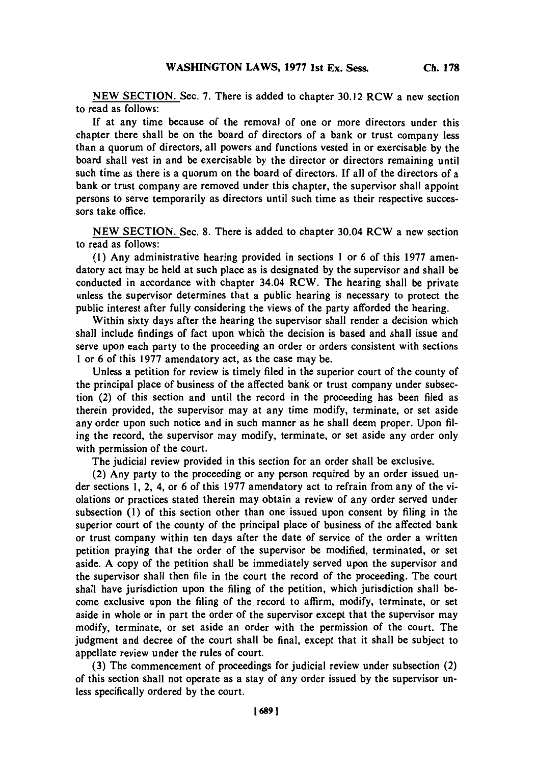NEW SECTION. Sec. 7. There is added to chapter 30.12 RCW a new section to read as follows:

If at any time because of the removal of one or more directors under this chapter there shall be on the board of directors of a bank or trust company less than a quorum of directors, all powers and functions vested in or exercisable by the board shall vest in and be exercisable by the director or directors remaining until such time as there is a quorum on the board of directors. If all of the directors of a bank or trust company are removed under this chapter, the supervisor shall appoint persons to serve temporarily as directors until such time as their respective successors take office.

NEW SECTION. Sec. 8. There is added to chapter 30.04 RCW a new section to read as follows:

(1) Any administrative hearing provided in sections 1 or 6 of this 1977 amendatory act may be held at such place as is designated by the supervisor and shall be conducted in accordance with chapter 34.04 RCW. The hearing shall be private unless the supervisor determines that a public hearing is necessary to protect the public interest after fully considering the views of the party afforded the hearing.

Within sixty days after the hearing the supervisor shall render a decision which shall include findings of fact upon which the decision is based and shall issue and serve upon each party to the proceeding an order or orders consistent with sections 1 or 6 of this 1977 amendatory act, as the case may be.

Unless a petition for review is timely filed in the superior court of the county of the principal place of business of the affected bank or trust company under subsection (2) of this section and until the record in the proceeding has been filed as therein provided, the supervisor may at any time modify, terminate, or set aside any order upon such notice and in such manner as he shall deem proper. Upon filing the record, the supervisor may modify, terminate, or set aside any order only with permission of the court.

The judicial review provided in this section for an order shall be exclusive.

(2) Any party to the proceeding or any person required by an order issued under sections 1, 2, 4, or 6 of this 1977 amendatory act to refrain from any of the violations or practices stated therein may obtain a review of any order served under subsection (1) of this section other than one issued upon consent by filing in the superior court of the county of the principal place of business of the affected bank or trust company within ten days after the date of service of the order a written petition praying that the order of the supervisor be modified, terminated, or set aside. A copy of the petition shall be immediately served upon the supervisor and the supervisor shall then file in the court the record of the proceeding. The court shall have jurisdiction upon the filing of the petition, which jurisdiction shall become exclusive upon the filing of the record to affirm, modify, terminate, or set aside in whole or in part the order of the supervisor except that the supervisor may modify, terminate, or set aside an order with the permission of the court. The judgment and decree of the court shall be final, except that it shall be subject to appellate review under the rules of court.

(3) The commencement of proceedings for judicial review under subsection (2) of this section shall not operate as a stay of any order issued by the supervisor unless specifically ordered by the court.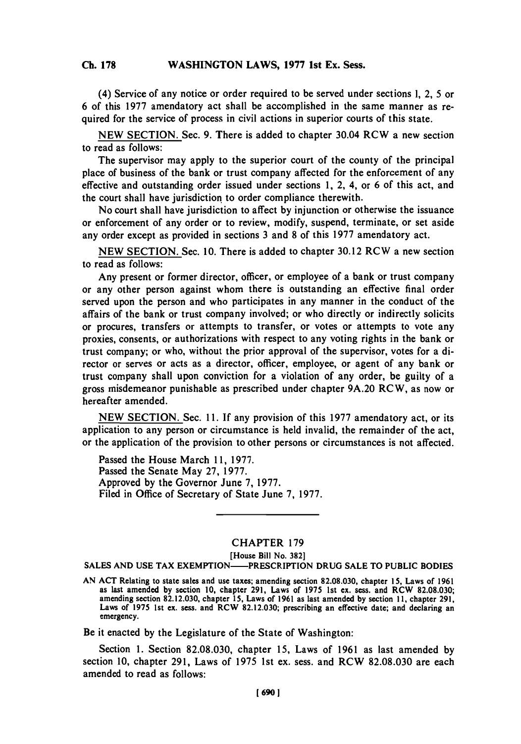(4) Service of any notice or order required to be served under sections 1, 2, 5 or 6 of this 1977 amendatory act shall be accomplished in the same manner as required for the service of process in civil actions in superior courts of this state.

NEW SECTION. Sec. 9. There is added to chapter 30.04 RCW a new section to read as follows:

The supervisor may apply to the superior court of the county of the principal place of business of the bank or trust company affected for the enforcement of any effective and outstanding order issued under sections 1, 2, 4, or 6 of this act, and the court shall have jurisdiction to order compliance therewith.

No court shall have jurisdiction to affect by injunction or otherwise the issuance or enforcement of any order or to review, modify, suspend, terminate, or set aside any order except as provided in sections 3 and 8 of this 1977 amendatory act.

NEW SECTION. Sec. 10. There is added to chapter 30.12 RCW a new section to read as follows:

Any present or former director, officer, or employee of a bank or trust company or any other person against whom there is outstanding an effective final order served upon the person and who participates in any manner in the conduct of the affairs of the bank or trust company involved; or who directly or indirectly solicits or procures, transfers or attempts to transfer, or votes or attempts to vote any proxies, consents, or authorizations with respect to any voting rights in the bank or trust company; or who, without the prior approval of the supervisor, votes for a director or serves or acts as a director, officer, employee, or agent of any bank or trust company shall upon conviction for a violation of any order, be guilty of a gross misdemeanor punishable as prescribed under chapter 9A.20 RCW, as now or hereafter amended.

NEW SECTION. Sec. 11. If any provision of this 1977 amendatory act, or its application to any person or circumstance is held invalid, the remainder of the act, or the application of the provision to other persons or circumstances is not affected.

Passed the House March 11, 1977.
Passed the Senate May 27, 1977.
Approved by the Governor June 7, 1977.
Filed in Office of Secretary of State June 7, 1977.

## CHAPTER 179

[House Bill No. 382]

SALES AND USE TAX EXEMPTION——PRESCRIPTION DRUG SALE TO PUBLIC BODIES

AN ACT Relating to state sales and use taxes; amending section 82.08.030, chapter 15, Laws of 1961 as last amended by section 10, chapter 291, Laws of 1975 1st ex. sess. and RCW 82.08.030; amending section 82.12.030, chapter 15, Laws of 1961 as last amended by section 11, chapter 291, Laws of 1975 1st ex. sess. and RCW 82.12.030; prescribing an effective date; and declaring an emergency.

Be it enacted by the Legislature of the State of Washington:

Section 1. Section 82.08.030, chapter 15, Laws of 1961 as last amended by section 10, chapter 291, Laws of 1975 1st ex. sess. and RCW 82.08.030 are each amended to read as follows: